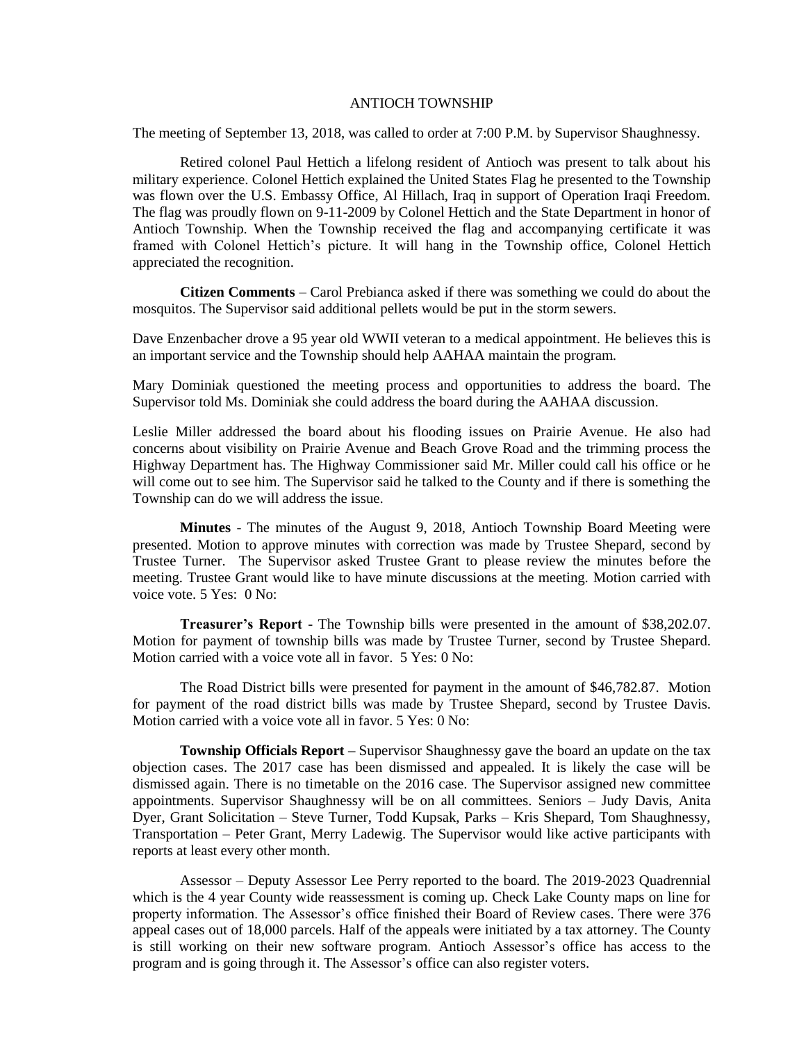ANTIOCH TOWNSHIP

The meeting of September 13, 2018, was called to order at 7:00 P.M. by Supervisor Shaughnessy.

Retired colonel Paul Hettich a lifelong resident of Antioch was present to talk about his military experience. Colonel Hettich explained the United States Flag he presented to the Township was flown over the U.S. Embassy Office, Al Hillach, Iraq in support of Operation Iraqi Freedom. The flag was proudly flown on 9-11-2009 by Colonel Hettich and the State Department in honor of Antioch Township. When the Township received the flag and accompanying certificate it was framed with Colonel Hettich's picture. It will hang in the Township office, Colonel Hettich appreciated the recognition.

**Citizen Comments** – Carol Prebianca asked if there was something we could do about the mosquitos. The Supervisor said additional pellets would be put in the storm sewers.

Dave Enzenbacher drove a 95 year old WWII veteran to a medical appointment. He believes this is an important service and the Township should help AAHAA maintain the program.

Mary Dominiak questioned the meeting process and opportunities to address the board. The Supervisor told Ms. Dominiak she could address the board during the AAHAA discussion.

Leslie Miller addressed the board about his flooding issues on Prairie Avenue. He also had concerns about visibility on Prairie Avenue and Beach Grove Road and the trimming process the Highway Department has. The Highway Commissioner said Mr. Miller could call his office or he will come out to see him. The Supervisor said he talked to the County and if there is something the Township can do we will address the issue.

**Minutes** - The minutes of the August 9, 2018, Antioch Township Board Meeting were presented. Motion to approve minutes with correction was made by Trustee Shepard, second by Trustee Turner. The Supervisor asked Trustee Grant to please review the minutes before the meeting. Trustee Grant would like to have minute discussions at the meeting. Motion carried with voice vote. 5 Yes: 0 No:

**Treasurer's Report** - The Township bills were presented in the amount of $38,202.07. Motion for payment of township bills was made by Trustee Turner, second by Trustee Shepard. Motion carried with a voice vote all in favor. 5 Yes: 0 No:

The Road District bills were presented for payment in the amount of $46,782.87. Motion for payment of the road district bills was made by Trustee Shepard, second by Trustee Davis. Motion carried with a voice vote all in favor. 5 Yes: 0 No:

**Township Officials Report –** Supervisor Shaughnessy gave the board an update on the tax objection cases. The 2017 case has been dismissed and appealed. It is likely the case will be dismissed again. There is no timetable on the 2016 case. The Supervisor assigned new committee appointments. Supervisor Shaughnessy will be on all committees. Seniors – Judy Davis, Anita Dyer, Grant Solicitation – Steve Turner, Todd Kupsak, Parks – Kris Shepard, Tom Shaughnessy, Transportation – Peter Grant, Merry Ladewig. The Supervisor would like active participants with reports at least every other month.

Assessor – Deputy Assessor Lee Perry reported to the board. The 2019-2023 Quadrennial which is the 4 year County wide reassessment is coming up. Check Lake County maps on line for property information. The Assessor's office finished their Board of Review cases. There were 376 appeal cases out of 18,000 parcels. Half of the appeals were initiated by a tax attorney. The County is still working on their new software program. Antioch Assessor's office has access to the program and is going through it. The Assessor's office can also register voters.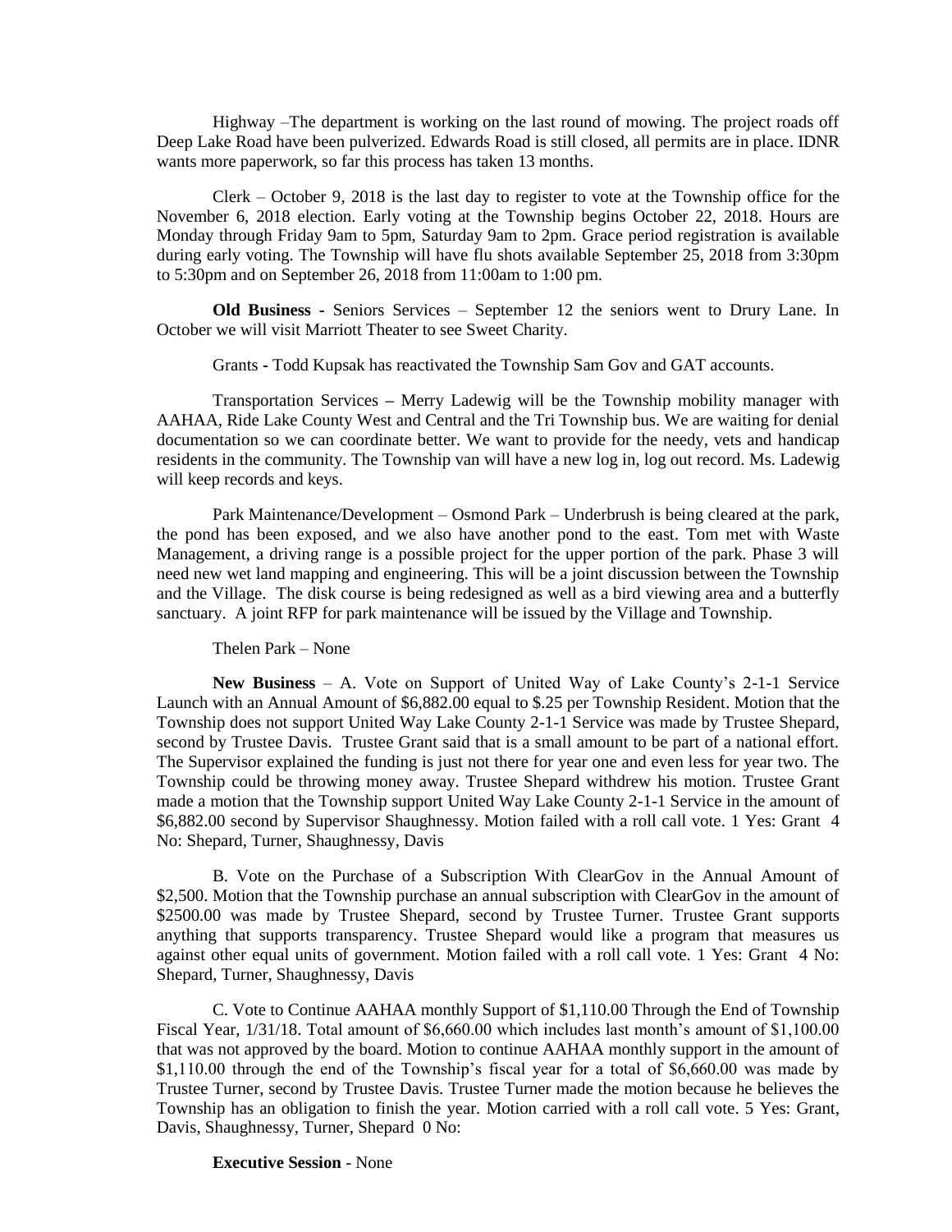Highway –The department is working on the last round of mowing. The project roads off Deep Lake Road have been pulverized. Edwards Road is still closed, all permits are in place. IDNR wants more paperwork, so far this process has taken 13 months.

Clerk – October 9, 2018 is the last day to register to vote at the Township office for the November 6, 2018 election. Early voting at the Township begins October 22, 2018. Hours are Monday through Friday 9am to 5pm, Saturday 9am to 2pm. Grace period registration is available during early voting. The Township will have flu shots available September 25, 2018 from 3:30pm to 5:30pm and on September 26, 2018 from 11:00am to 1:00 pm.

**Old Business** - Seniors Services – September 12 the seniors went to Drury Lane. In October we will visit Marriott Theater to see Sweet Charity.

Grants - Todd Kupsak has reactivated the Township Sam Gov and GAT accounts.

Transportation Services – Merry Ladewig will be the Township mobility manager with AAHAA, Ride Lake County West and Central and the Tri Township bus. We are waiting for denial documentation so we can coordinate better. We want to provide for the needy, vets and handicap residents in the community. The Township van will have a new log in, log out record. Ms. Ladewig will keep records and keys.

Park Maintenance/Development – Osmond Park – Underbrush is being cleared at the park, the pond has been exposed, and we also have another pond to the east. Tom met with Waste Management, a driving range is a possible project for the upper portion of the park. Phase 3 will need new wet land mapping and engineering. This will be a joint discussion between the Township and the Village. The disk course is being redesigned as well as a bird viewing area and a butterfly sanctuary. A joint RFP for park maintenance will be issued by the Village and Township.

Thelen Park – None

**New Business** – A. Vote on Support of United Way of Lake County's 2-1-1 Service Launch with an Annual Amount of $6,882.00 equal to $.25 per Township Resident. Motion that the Township does not support United Way Lake County 2-1-1 Service was made by Trustee Shepard, second by Trustee Davis. Trustee Grant said that is a small amount to be part of a national effort. The Supervisor explained the funding is just not there for year one and even less for year two. The Township could be throwing money away. Trustee Shepard withdrew his motion. Trustee Grant made a motion that the Township support United Way Lake County 2-1-1 Service in the amount of $6,882.00 second by Supervisor Shaughnessy. Motion failed with a roll call vote. 1 Yes: Grant 4 No: Shepard, Turner, Shaughnessy, Davis

B. Vote on the Purchase of a Subscription With ClearGov in the Annual Amount of $2,500. Motion that the Township purchase an annual subscription with ClearGov in the amount of $2500.00 was made by Trustee Shepard, second by Trustee Turner. Trustee Grant supports anything that supports transparency. Trustee Shepard would like a program that measures us against other equal units of government. Motion failed with a roll call vote. 1 Yes: Grant 4 No: Shepard, Turner, Shaughnessy, Davis

C. Vote to Continue AAHAA monthly Support of $1,110.00 Through the End of Township Fiscal Year, 1/31/18. Total amount of $6,660.00 which includes last month's amount of $1,100.00 that was not approved by the board. Motion to continue AAHAA monthly support in the amount of $1,110.00 through the end of the Township's fiscal year for a total of $6,660.00 was made by Trustee Turner, second by Trustee Davis. Trustee Turner made the motion because he believes the Township has an obligation to finish the year. Motion carried with a roll call vote. 5 Yes: Grant, Davis, Shaughnessy, Turner, Shepard 0 No:

**Executive Session** - None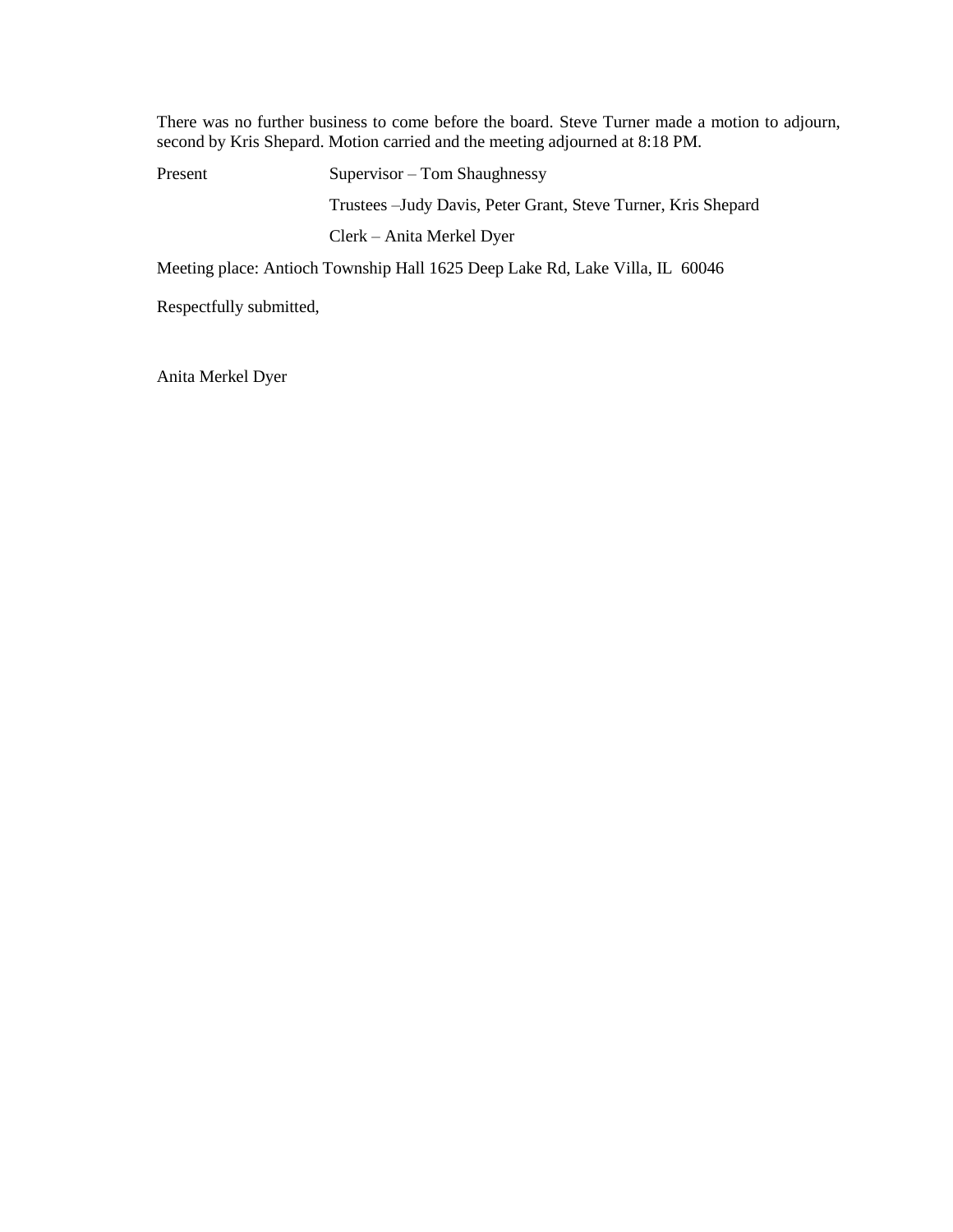There was no further business to come before the board. Steve Turner made a motion to adjourn, second by Kris Shepard. Motion carried and the meeting adjourned at 8:18 PM.

| | |
|---|---|
| Present | Supervisor – Tom Shaughnessy |
| | Trustees –Judy Davis, Peter Grant, Steve Turner, Kris Shepard |
| | Clerk – Anita Merkel Dyer |

Meeting place: Antioch Township Hall 1625 Deep Lake Rd, Lake Villa, IL 60046

Respectfully submitted,

Anita Merkel Dyer